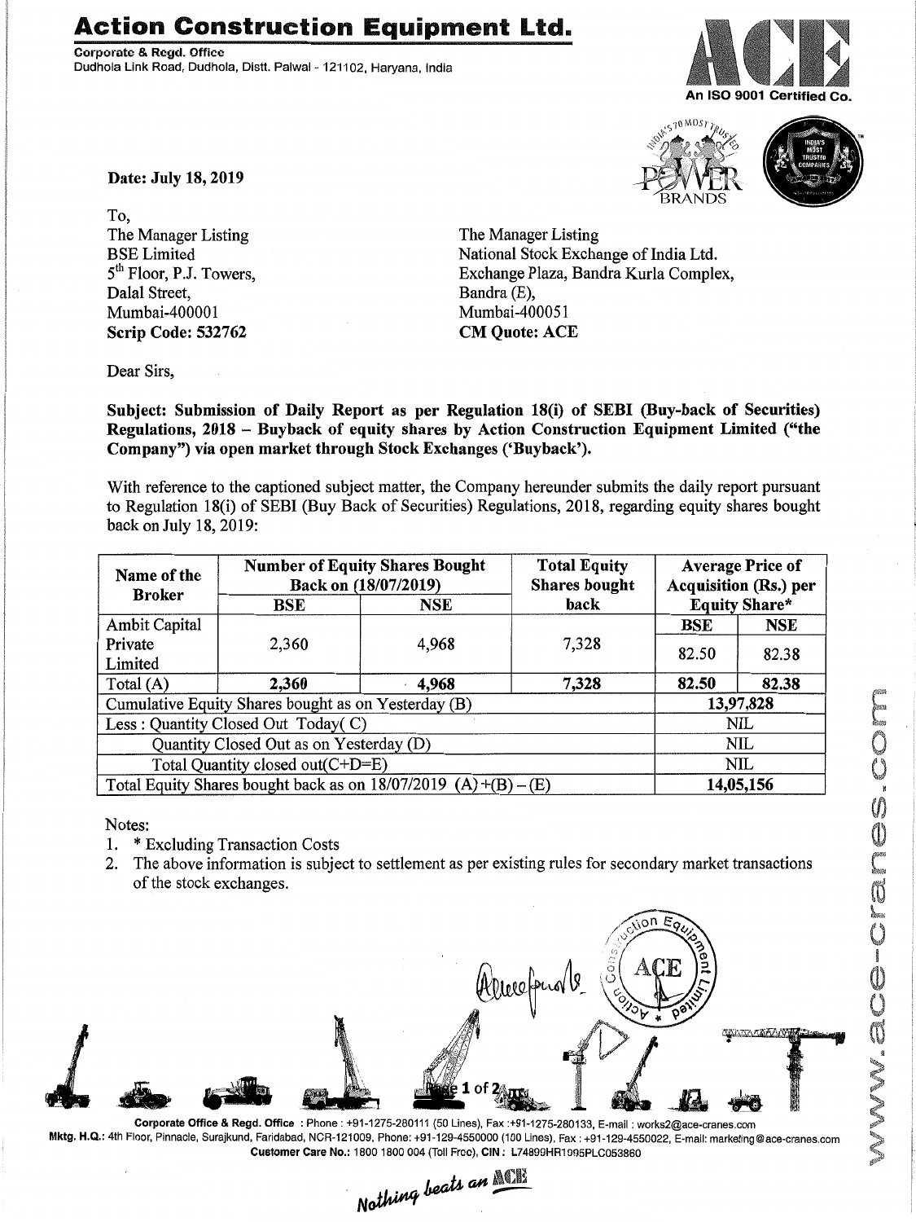# Action Construction Equipment Ltd.

**Corporate & Regd. Office**
Dudhola Link Road, Dudhola, Distt. Palwal - 121102, Haryana, India

An ISO 9001 Certified Co.

**Date: July 18, 2019**

To,

The Manager Listing
BSE Limited
5th Floor, P.J. Towers,
Dalal Street,
Mumbai-400001
**Scrip Code: 532762**

The Manager Listing
National Stock Exchange of India Ltd.
Exchange Plaza, Bandra Kurla Complex,
Bandra (E),
Mumbai-400051
**CM Quote: ACE**

Dear Sirs,

**Subject: Submission of Daily Report as per Regulation 18(i) of SEBI (Buy-back of Securities) Regulations, 2018 – Buyback of equity shares by Action Construction Equipment Limited ("the Company") via open market through Stock Exchanges ('Buyback').**

With reference to the captioned subject matter, the Company hereunder submits the daily report pursuant to Regulation 18(i) of SEBI (Buy Back of Securities) Regulations, 2018, regarding equity shares bought back on July 18, 2019:

| Name of the Broker | Number of Equity Shares Bought Back on (18/07/2019) | | Total Equity Shares bought back | Average Price of Acquisition (Rs.) per Equity Share* | |
|---|---|---|---|---|---|
| | BSE | NSE | | BSE | NSE |
| Ambit Capital Private Limited | 2,360 | 4,968 | 7,328 | 82.50 | 82.38 |
| Total (A) | **2,360** | **4,968** | **7,328** | **82.50** | **82.38** |
| Cumulative Equity Shares bought as on Yesterday (B) | | | | 13,97,828 | |
| Less : Quantity Closed Out Today( C) | | | | NIL | |
| Quantity Closed Out as on Yesterday (D) | | | | NIL | |
| Total Quantity closed out(C+D=E) | | | | NIL | |
| Total Equity Shares bought back as on 18/07/2019 (A)+(B) – (E) | | | | 14,05,156 | |

Notes:

1. * Excluding Transaction Costs
2. The above information is subject to settlement as per existing rules for secondary market transactions of the stock exchanges.

**Corporate Office & Regd. Office** : Phone : +91-1275-280111 (50 Lines), Fax :+91-1275-280133, E-mail : works2@ace-cranes.com
**Mktg. H.Q.:** 4th Floor, Pinnacle, Surajkund, Faridabad, NCR-121009, Phone: +91-129-4550000 (100 Lines), Fax : +91-129-4550022, E-mail: marketing@ace-cranes.com
**Customer Care No.:** 1800 1800 004 (Toll Free), **CIN :** L74899HR1995PLC053860

*Nothing beats an ACE*

www.ace-cranes.com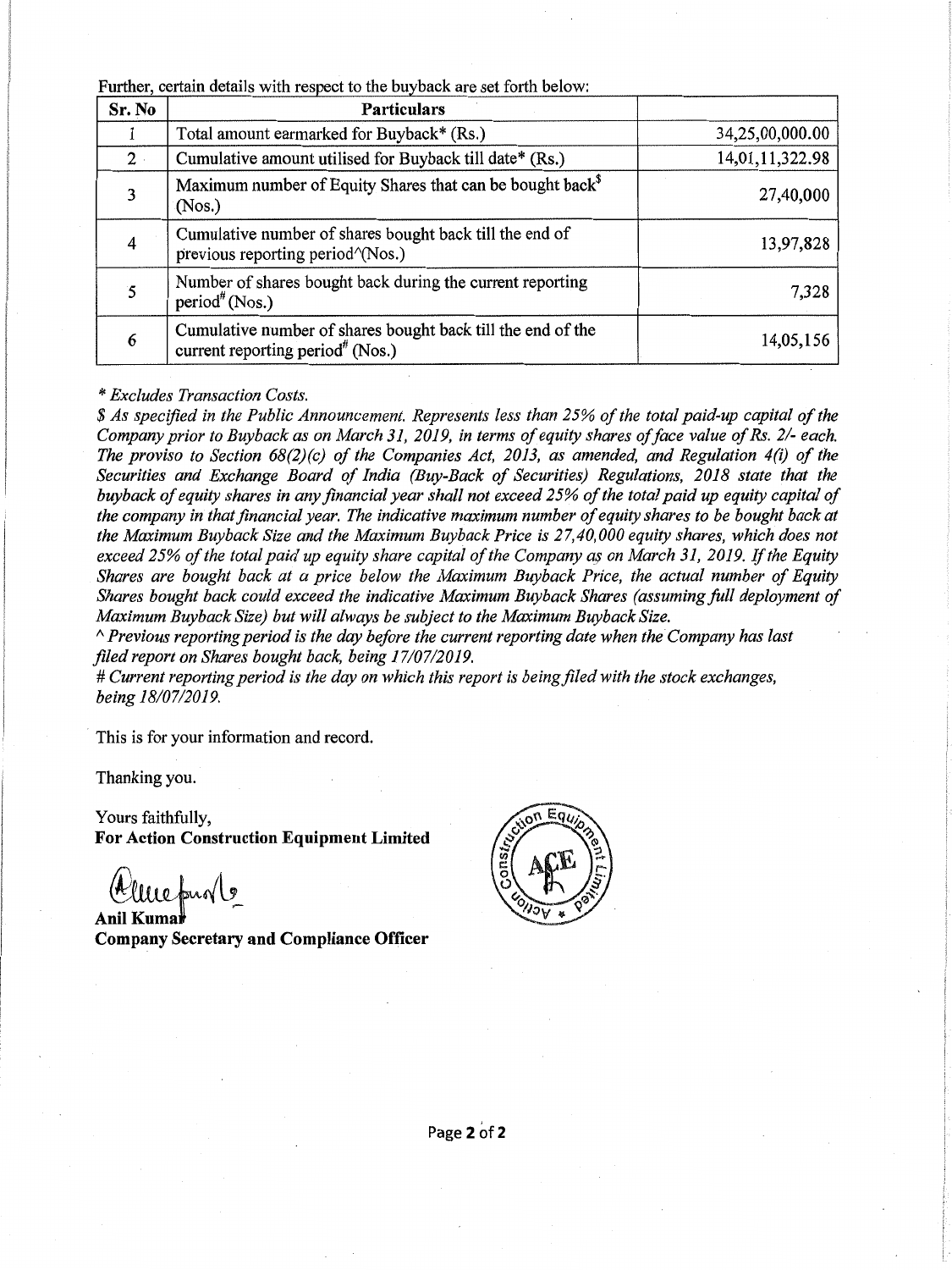Further, certain details with respect to the buyback are set forth below:

| Sr. No | Particulars | |
|---|---|---|
| 1 | Total amount earmarked for Buyback* (Rs.) | 34,25,00,000.00 |
| 2 | Cumulative amount utilised for Buyback till date* (Rs.) | 14,01,11,322.98 |
| 3 | Maximum number of Equity Shares that can be bought back$ (Nos.) | 27,40,000 |
| 4 | Cumulative number of shares bought back till the end of previous reporting period^(Nos.) | 13,97,828 |
| 5 | Number of shares bought back during the current reporting period# (Nos.) | 7,328 |
| 6 | Cumulative number of shares bought back till the end of the current reporting period# (Nos.) | 14,05,156 |

*\* Excludes Transaction Costs.*

*$ As specified in the Public Announcement. Represents less than 25% of the total paid-up capital of the Company prior to Buyback as on March 31, 2019, in terms of equity shares of face value of Rs. 2/- each. The proviso to Section 68(2)(c) of the Companies Act, 2013, as amended, and Regulation 4(i) of the Securities and Exchange Board of India (Buy-Back of Securities) Regulations, 2018 state that the buyback of equity shares in any financial year shall not exceed 25% of the total paid up equity capital of the company in that financial year. The indicative maximum number of equity shares to be bought back at the Maximum Buyback Size and the Maximum Buyback Price is 27,40,000 equity shares, which does not exceed 25% of the total paid up equity share capital of the Company as on March 31, 2019. If the Equity Shares are bought back at a price below the Maximum Buyback Price, the actual number of Equity Shares bought back could exceed the indicative Maximum Buyback Shares (assuming full deployment of Maximum Buyback Size) but will always be subject to the Maximum Buyback Size.*

*^ Previous reporting period is the day before the current reporting date when the Company has last filed report on Shares bought back, being 17/07/2019.*

*# Current reporting period is the day on which this report is being filed with the stock exchanges, being 18/07/2019.*

This is for your information and record.

Thanking you.

Yours faithfully,
**For Action Construction Equipment Limited**

**Anil Kumar**
**Company Secretary and Compliance Officer**